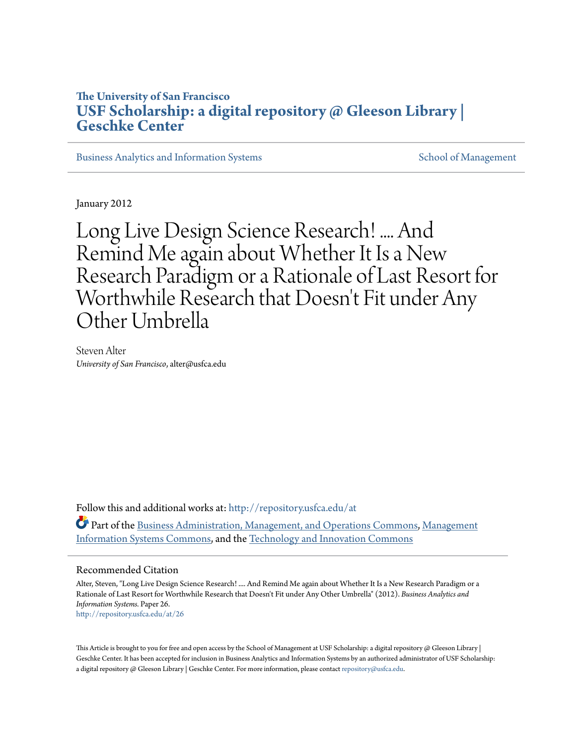**The University of San Francisco**
**USF Scholarship: a digital repository @ Gleeson Library | Geschke Center**

Business Analytics and Information Systems — School of Management

January 2012

# Long Live Design Science Research! .... And Remind Me again about Whether It Is a New Research Paradigm or a Rationale of Last Resort for Worthwhile Research that Doesn't Fit under Any Other Umbrella

Steven Alter
*University of San Francisco*, alter@usfca.edu

Follow this and additional works at: http://repository.usfca.edu/at

Part of the Business Administration, Management, and Operations Commons, Management Information Systems Commons, and the Technology and Innovation Commons

## Recommended Citation

Alter, Steven, "Long Live Design Science Research! .... And Remind Me again about Whether It Is a New Research Paradigm or a Rationale of Last Resort for Worthwhile Research that Doesn't Fit under Any Other Umbrella" (2012). *Business Analytics and Information Systems.* Paper 26.
http://repository.usfca.edu/at/26

This Article is brought to you for free and open access by the School of Management at USF Scholarship: a digital repository @ Gleeson Library | Geschke Center. It has been accepted for inclusion in Business Analytics and Information Systems by an authorized administrator of USF Scholarship: a digital repository @ Gleeson Library | Geschke Center. For more information, please contact repository@usfca.edu.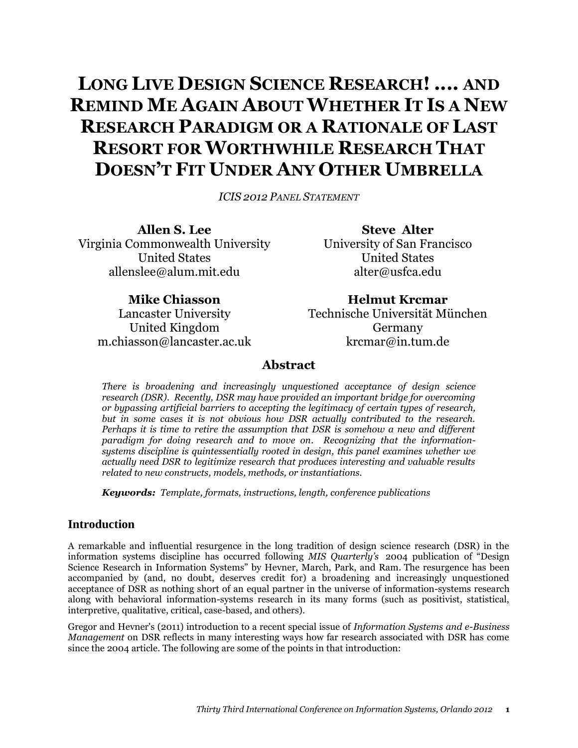# LONG LIVE DESIGN SCIENCE RESEARCH! .... AND REMIND ME AGAIN ABOUT WHETHER IT IS A NEW RESEARCH PARADIGM OR A RATIONALE OF LAST RESORT FOR WORTHWHILE RESEARCH THAT DOESN'T FIT UNDER ANY OTHER UMBRELLA

*ICIS 2012 PANEL STATEMENT*

**Allen S. Lee**
Virginia Commonwealth University
United States
allenslee@alum.mit.edu

**Steve Alter**
University of San Francisco
United States
alter@usfca.edu

**Mike Chiasson**
Lancaster University
United Kingdom
m.chiasson@lancaster.ac.uk

**Helmut Krcmar**
Technische Universität München
Germany
krcmar@in.tum.de

## Abstract

*There is broadening and increasingly unquestioned acceptance of design science research (DSR). Recently, DSR may have provided an important bridge for overcoming or bypassing artificial barriers to accepting the legitimacy of certain types of research, but in some cases it is not obvious how DSR actually contributed to the research. Perhaps it is time to retire the assumption that DSR is somehow a new and different paradigm for doing research and to move on. Recognizing that the information-systems discipline is quintessentially rooted in design, this panel examines whether we actually need DSR to legitimize research that produces interesting and valuable results related to new constructs, models, methods, or instantiations.*

***Keywords:*** *Template, formats, instructions, length, conference publications*

## Introduction

A remarkable and influential resurgence in the long tradition of design science research (DSR) in the information systems discipline has occurred following *MIS Quarterly's* 2004 publication of "Design Science Research in Information Systems" by Hevner, March, Park, and Ram. The resurgence has been accompanied by (and, no doubt, deserves credit for) a broadening and increasingly unquestioned acceptance of DSR as nothing short of an equal partner in the universe of information-systems research along with behavioral information-systems research in its many forms (such as positivist, statistical, interpretive, qualitative, critical, case-based, and others).

Gregor and Hevner's (2011) introduction to a recent special issue of *Information Systems and e-Business Management* on DSR reflects in many interesting ways how far research associated with DSR has come since the 2004 article. The following are some of the points in that introduction: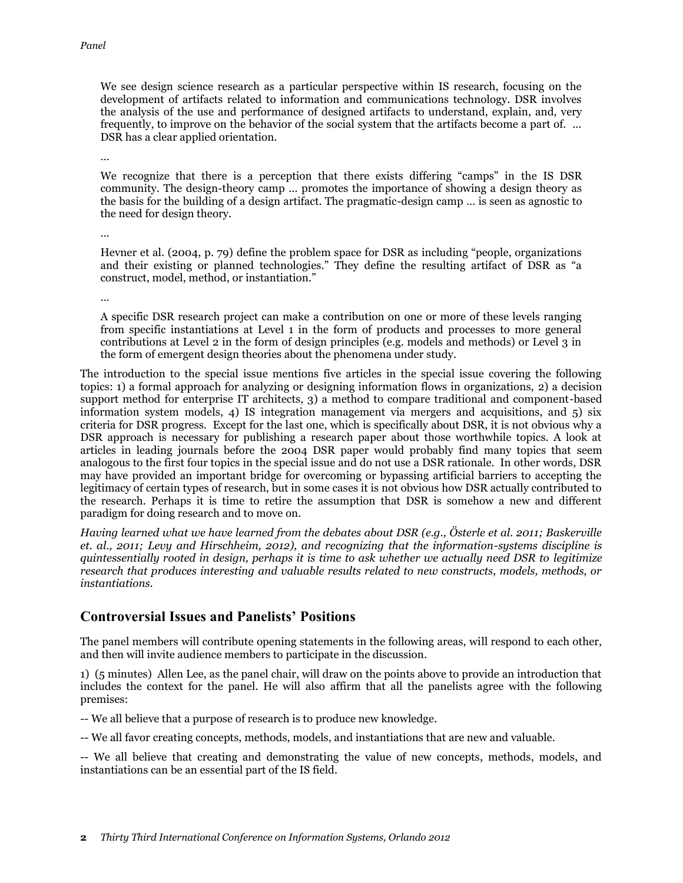> We see design science research as a particular perspective within IS research, focusing on the development of artifacts related to information and communications technology. DSR involves the analysis of the use and performance of designed artifacts to understand, explain, and, very frequently, to improve on the behavior of the social system that the artifacts become a part of. … DSR has a clear applied orientation.
>
> …
>
> We recognize that there is a perception that there exists differing "camps" in the IS DSR community. The design-theory camp … promotes the importance of showing a design theory as the basis for the building of a design artifact. The pragmatic-design camp … is seen as agnostic to the need for design theory.
>
> …
>
> Hevner et al. (2004, p. 79) define the problem space for DSR as including "people, organizations and their existing or planned technologies." They define the resulting artifact of DSR as "a construct, model, method, or instantiation."
>
> …
>
> A specific DSR research project can make a contribution on one or more of these levels ranging from specific instantiations at Level 1 in the form of products and processes to more general contributions at Level 2 in the form of design principles (e.g. models and methods) or Level 3 in the form of emergent design theories about the phenomena under study.

The introduction to the special issue mentions five articles in the special issue covering the following topics: 1) a formal approach for analyzing or designing information flows in organizations, 2) a decision support method for enterprise IT architects, 3) a method to compare traditional and component-based information system models, 4) IS integration management via mergers and acquisitions, and 5) six criteria for DSR progress. Except for the last one, which is specifically about DSR, it is not obvious why a DSR approach is necessary for publishing a research paper about those worthwhile topics. A look at articles in leading journals before the 2004 DSR paper would probably find many topics that seem analogous to the first four topics in the special issue and do not use a DSR rationale. In other words, DSR may have provided an important bridge for overcoming or bypassing artificial barriers to accepting the legitimacy of certain types of research, but in some cases it is not obvious how DSR actually contributed to the research. Perhaps it is time to retire the assumption that DSR is somehow a new and different paradigm for doing research and to move on.

*Having learned what we have learned from the debates about DSR (e.g., Österle et al. 2011; Baskerville et. al., 2011; Levy and Hirschheim, 2012), and recognizing that the information-systems discipline is quintessentially rooted in design, perhaps it is time to ask whether we actually need DSR to legitimize research that produces interesting and valuable results related to new constructs, models, methods, or instantiations.*

## Controversial Issues and Panelists' Positions

The panel members will contribute opening statements in the following areas, will respond to each other, and then will invite audience members to participate in the discussion.

1) (5 minutes) Allen Lee, as the panel chair, will draw on the points above to provide an introduction that includes the context for the panel. He will also affirm that all the panelists agree with the following premises:

-- We all believe that a purpose of research is to produce new knowledge.

-- We all favor creating concepts, methods, models, and instantiations that are new and valuable.

-- We all believe that creating and demonstrating the value of new concepts, methods, models, and instantiations can be an essential part of the IS field.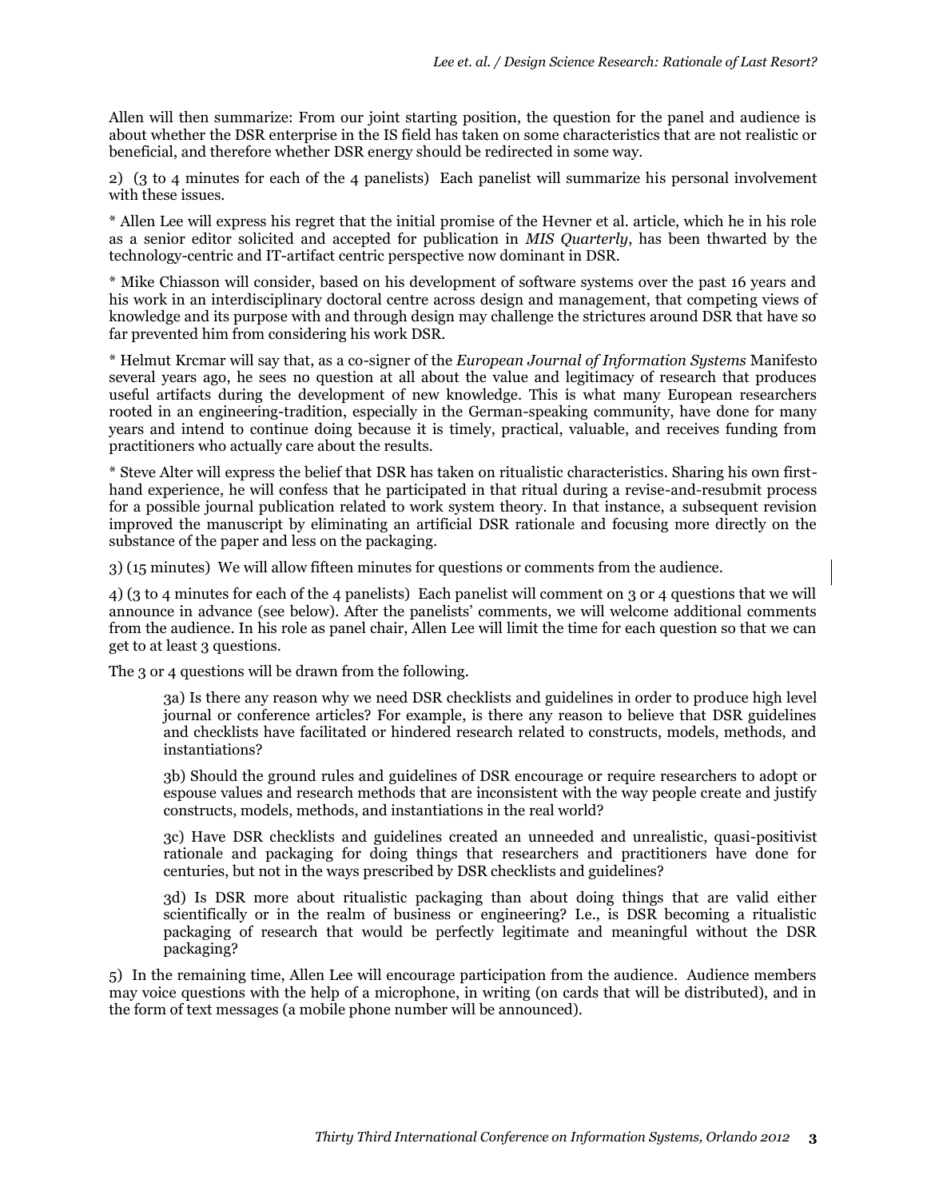Allen will then summarize: From our joint starting position, the question for the panel and audience is about whether the DSR enterprise in the IS field has taken on some characteristics that are not realistic or beneficial, and therefore whether DSR energy should be redirected in some way.

2) (3 to 4 minutes for each of the 4 panelists) Each panelist will summarize his personal involvement with these issues.

* Allen Lee will express his regret that the initial promise of the Hevner et al. article, which he in his role as a senior editor solicited and accepted for publication in *MIS Quarterly*, has been thwarted by the technology-centric and IT-artifact centric perspective now dominant in DSR.

* Mike Chiasson will consider, based on his development of software systems over the past 16 years and his work in an interdisciplinary doctoral centre across design and management, that competing views of knowledge and its purpose with and through design may challenge the strictures around DSR that have so far prevented him from considering his work DSR.

* Helmut Krcmar will say that, as a co-signer of the *European Journal of Information Systems* Manifesto several years ago, he sees no question at all about the value and legitimacy of research that produces useful artifacts during the development of new knowledge. This is what many European researchers rooted in an engineering-tradition, especially in the German-speaking community, have done for many years and intend to continue doing because it is timely, practical, valuable, and receives funding from practitioners who actually care about the results.

* Steve Alter will express the belief that DSR has taken on ritualistic characteristics. Sharing his own first-hand experience, he will confess that he participated in that ritual during a revise-and-resubmit process for a possible journal publication related to work system theory. In that instance, a subsequent revision improved the manuscript by eliminating an artificial DSR rationale and focusing more directly on the substance of the paper and less on the packaging.

3) (15 minutes) We will allow fifteen minutes for questions or comments from the audience.

4) (3 to 4 minutes for each of the 4 panelists) Each panelist will comment on 3 or 4 questions that we will announce in advance (see below). After the panelists' comments, we will welcome additional comments from the audience. In his role as panel chair, Allen Lee will limit the time for each question so that we can get to at least 3 questions.

The 3 or 4 questions will be drawn from the following.

> 3a) Is there any reason why we need DSR checklists and guidelines in order to produce high level journal or conference articles? For example, is there any reason to believe that DSR guidelines and checklists have facilitated or hindered research related to constructs, models, methods, and instantiations?
>
> 3b) Should the ground rules and guidelines of DSR encourage or require researchers to adopt or espouse values and research methods that are inconsistent with the way people create and justify constructs, models, methods, and instantiations in the real world?
>
> 3c) Have DSR checklists and guidelines created an unneeded and unrealistic, quasi-positivist rationale and packaging for doing things that researchers and practitioners have done for centuries, but not in the ways prescribed by DSR checklists and guidelines?
>
> 3d) Is DSR more about ritualistic packaging than about doing things that are valid either scientifically or in the realm of business or engineering? I.e., is DSR becoming a ritualistic packaging of research that would be perfectly legitimate and meaningful without the DSR packaging?

5) In the remaining time, Allen Lee will encourage participation from the audience. Audience members may voice questions with the help of a microphone, in writing (on cards that will be distributed), and in the form of text messages (a mobile phone number will be announced).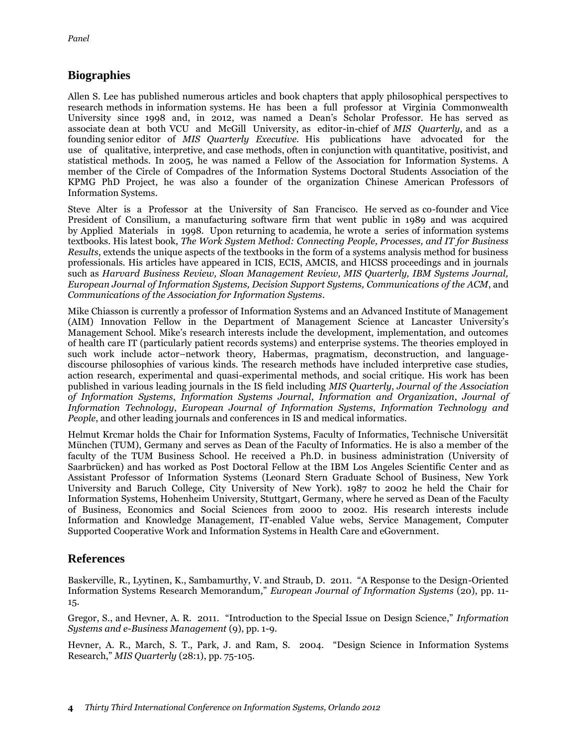## Biographies

Allen S. Lee has published numerous articles and book chapters that apply philosophical perspectives to research methods in information systems. He has been a full professor at Virginia Commonwealth University since 1998 and, in 2012, was named a Dean's Scholar Professor. He has served as associate dean at both VCU and McGill University, as editor-in-chief of *MIS Quarterly*, and as a founding senior editor of *MIS Quarterly Executive*. His publications have advocated for the use of qualitative, interpretive, and case methods, often in conjunction with quantitative, positivist, and statistical methods. In 2005, he was named a Fellow of the Association for Information Systems. A member of the Circle of Compadres of the Information Systems Doctoral Students Association of the KPMG PhD Project, he was also a founder of the organization Chinese American Professors of Information Systems.

Steve Alter is a Professor at the University of San Francisco. He served as co-founder and Vice President of Consilium, a manufacturing software firm that went public in 1989 and was acquired by Applied Materials in 1998. Upon returning to academia, he wrote a series of information systems textbooks. His latest book, *The Work System Method: Connecting People, Processes, and IT for Business Results*, extends the unique aspects of the textbooks in the form of a systems analysis method for business professionals. His articles have appeared in ICIS, ECIS, AMCIS, and HICSS proceedings and in journals such as *Harvard Business Review, Sloan Management Review, MIS Quarterly, IBM Systems Journal, European Journal of Information Systems, Decision Support Systems, Communications of the ACM*, and *Communications of the Association for Information Systems*.

Mike Chiasson is currently a professor of Information Systems and an Advanced Institute of Management (AIM) Innovation Fellow in the Department of Management Science at Lancaster University's Management School. Mike's research interests include the development, implementation, and outcomes of health care IT (particularly patient records systems) and enterprise systems. The theories employed in such work include actor–network theory, Habermas, pragmatism, deconstruction, and language-discourse philosophies of various kinds. The research methods have included interpretive case studies, action research, experimental and quasi-experimental methods, and social critique. His work has been published in various leading journals in the IS field including *MIS Quarterly*, *Journal of the Association of Information Systems*, *Information Systems Journal*, *Information and Organization*, *Journal of Information Technology*, *European Journal of Information Systems*, *Information Technology and People*, and other leading journals and conferences in IS and medical informatics.

Helmut Krcmar holds the Chair for Information Systems, Faculty of Informatics, Technische Universität München (TUM), Germany and serves as Dean of the Faculty of Informatics. He is also a member of the faculty of the TUM Business School. He received a Ph.D. in business administration (University of Saarbrücken) and has worked as Post Doctoral Fellow at the IBM Los Angeles Scientific Center and as Assistant Professor of Information Systems (Leonard Stern Graduate School of Business, New York University and Baruch College, City University of New York). 1987 to 2002 he held the Chair for Information Systems, Hohenheim University, Stuttgart, Germany, where he served as Dean of the Faculty of Business, Economics and Social Sciences from 2000 to 2002. His research interests include Information and Knowledge Management, IT-enabled Value webs, Service Management, Computer Supported Cooperative Work and Information Systems in Health Care and eGovernment.

## References

Baskerville, R., Lyytinen, K., Sambamurthy, V. and Straub, D. 2011. "A Response to the Design-Oriented Information Systems Research Memorandum," *European Journal of Information Systems* (20), pp. 11-15.

Gregor, S., and Hevner, A. R. 2011. "Introduction to the Special Issue on Design Science," *Information Systems and e-Business Management* (9), pp. 1-9.

Hevner, A. R., March, S. T., Park, J. and Ram, S. 2004. "Design Science in Information Systems Research," *MIS Quarterly* (28:1), pp. 75-105.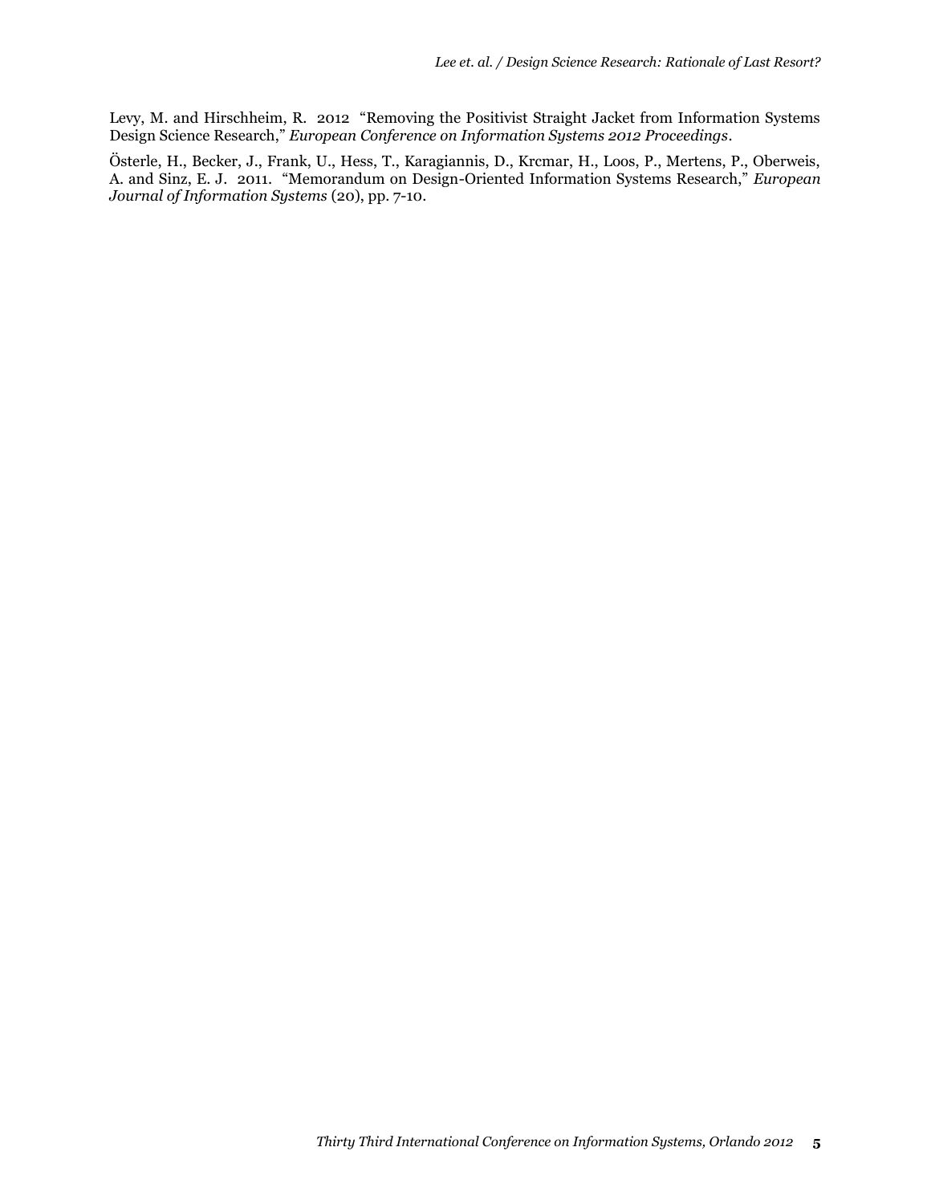Levy, M. and Hirschheim, R. 2012 "Removing the Positivist Straight Jacket from Information Systems Design Science Research," *European Conference on Information Systems 2012 Proceedings*.

Österle, H., Becker, J., Frank, U., Hess, T., Karagiannis, D., Krcmar, H., Loos, P., Mertens, P., Oberweis, A. and Sinz, E. J. 2011. "Memorandum on Design-Oriented Information Systems Research," *European Journal of Information Systems* (20), pp. 7-10.